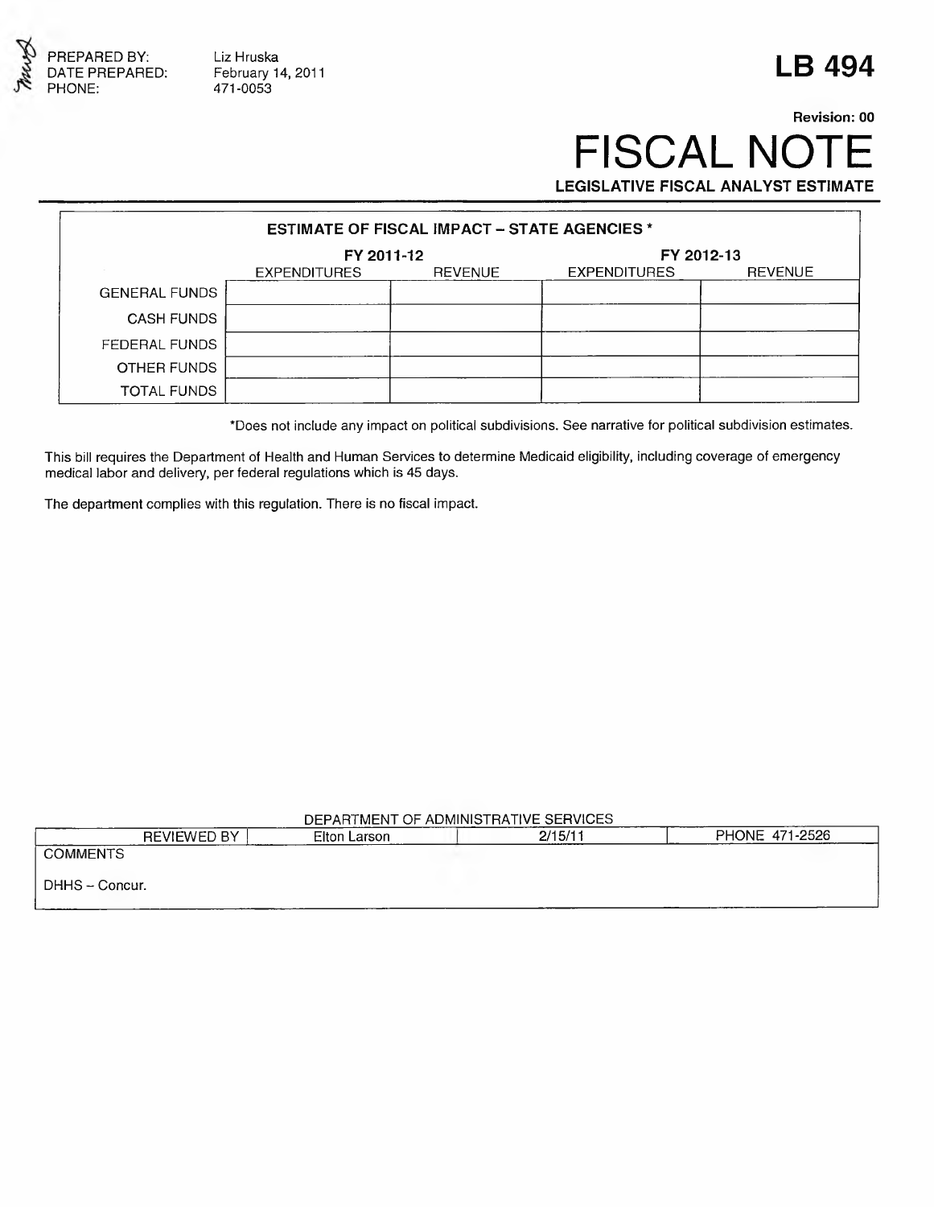PREPARED BY: Liz Hruska
DATE PREPARED: February 14, 2011
PHONE: 471-0053

# LB 494

**Revision: 00**

# FISCAL NOTE

**LEGISLATIVE FISCAL ANALYST ESTIMATE**

| ESTIMATE OF FISCAL IMPACT – STATE AGENCIES * | | | | |
|---|---|---|---|---|
| | FY 2011-12 | | FY 2012-13 | |
| | EXPENDITURES | REVENUE | EXPENDITURES | REVENUE |
| GENERAL FUNDS | | | | |
| CASH FUNDS | | | | |
| FEDERAL FUNDS | | | | |
| OTHER FUNDS | | | | |
| TOTAL FUNDS | | | | |

*Does not include any impact on political subdivisions. See narrative for political subdivision estimates.

This bill requires the Department of Health and Human Services to determine Medicaid eligibility, including coverage of emergency medical labor and delivery, per federal regulations which is 45 days.

The department complies with this regulation. There is no fiscal impact.

DEPARTMENT OF ADMINISTRATIVE SERVICES

| REVIEWED BY | Elton Larson | 2/15/11 | PHONE 471-2526 |
|---|---|---|---|
| COMMENTS | | | |
| DHHS – Concur. | | | |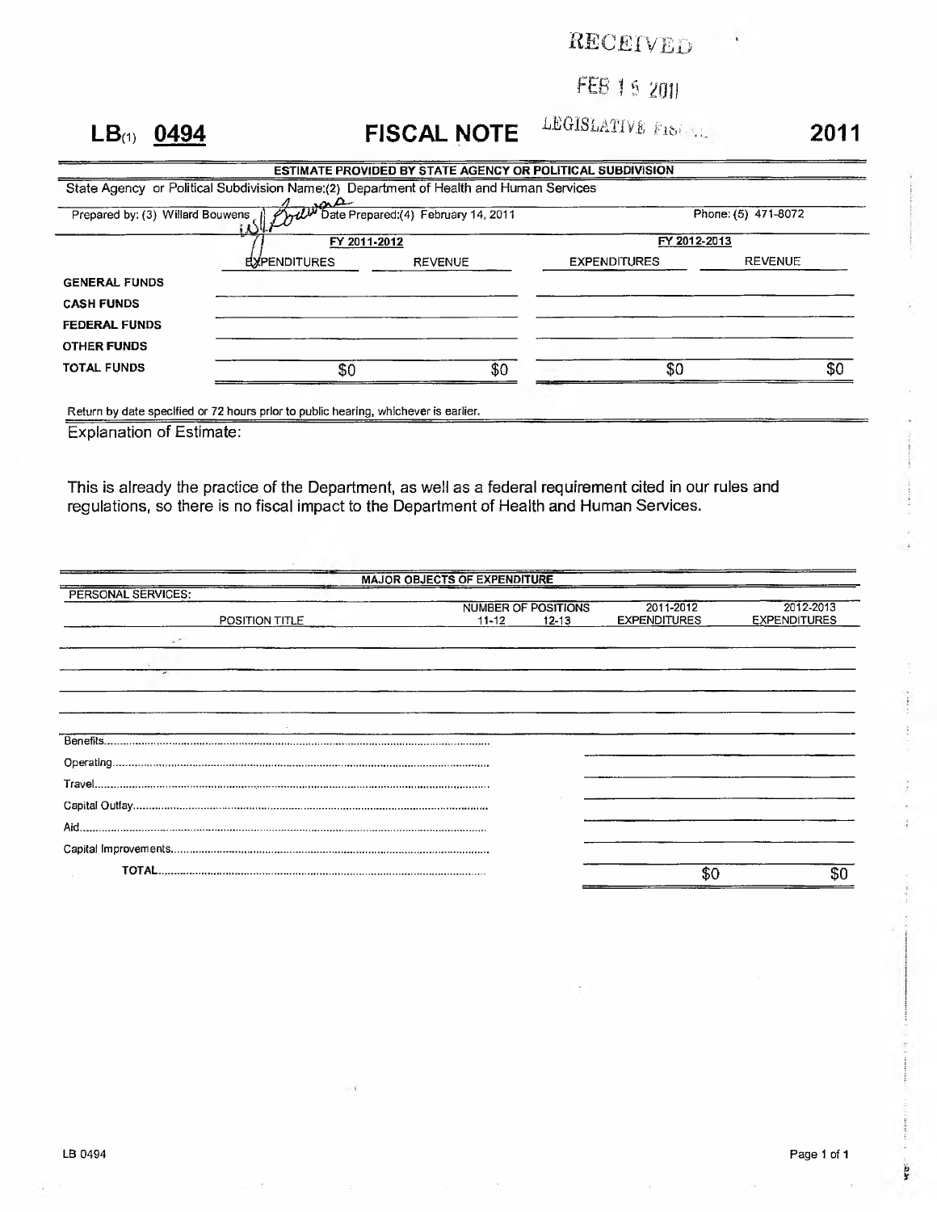RECEIVED

FEB 15 2011

LEGISLATIVE FISCAL

# LB(1) 0494 FISCAL NOTE 2011

**ESTIMATE PROVIDED BY STATE AGENCY OR POLITICAL SUBDIVISION**

State Agency or Political Subdivision Name:(2) Department of Health and Human Services

Prepared by: (3) Willard Bouwens Date Prepared:(4) February 14, 2011 Phone: (5) 471-8072

| | FY 2011-2012 | | FY 2012-2013 | |
|---|---|---|---|---|
| | EXPENDITURES | REVENUE | EXPENDITURES | REVENUE |
| GENERAL FUNDS | | | | |
| CASH FUNDS | | | | |
| FEDERAL FUNDS | | | | |
| OTHER FUNDS | | | | |
| TOTAL FUNDS | $0 | $0 | $0 | $0 |

Return by date specified or 72 hours prior to public hearing, whichever is earlier.

Explanation of Estimate:

This is already the practice of the Department, as well as a federal requirement cited in our rules and regulations, so there is no fiscal impact to the Department of Health and Human Services.

**MAJOR OBJECTS OF EXPENDITURE**

| PERSONAL SERVICES: | NUMBER OF POSITIONS | | 2011-2012 | 2012-2013 |
|---|---|---|---|---|
| POSITION TITLE | 11-12 | 12-13 | EXPENDITURES | EXPENDITURES |
| | | | | |
| Benefits | | | | |
| Operating | | | | |
| Travel | | | | |
| Capital Outlay | | | | |
| Aid | | | | |
| Capital Improvements | | | | |
| TOTAL | | | $0 | $0 |